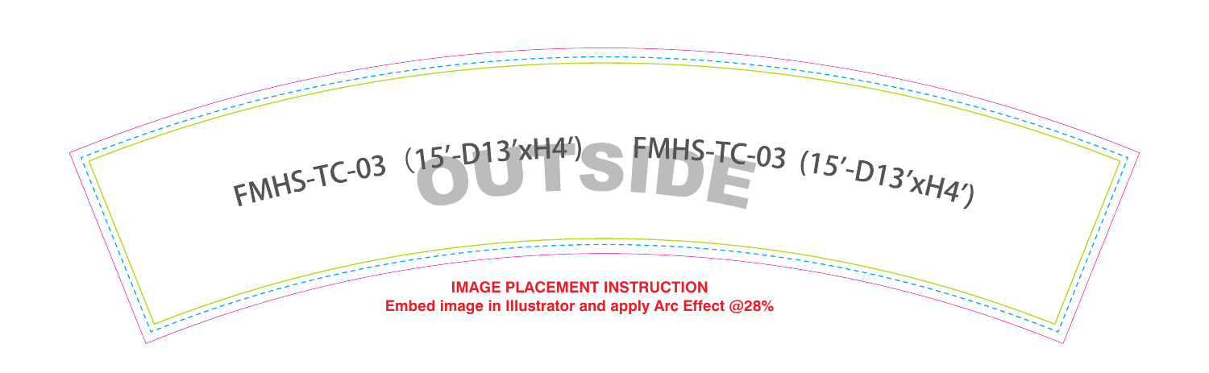FMHS-TC-03（15′-D13′xH4′）

OUTSIDE

FMHS-TC-03（15′-D13′xH4′）

**IMAGE PLACEMENT INSTRUCTION**

**Embed image in Illustrator and apply Arc Effect @28%**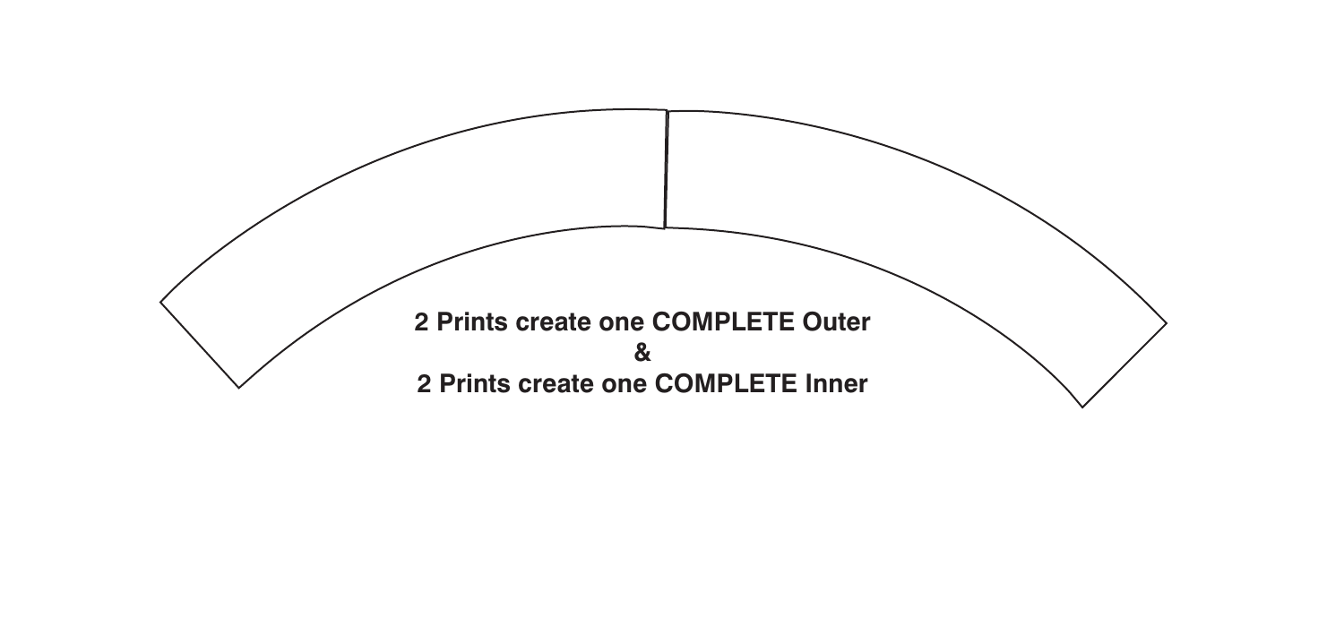**2 Prints create one COMPLETE Outer**

**&**

**2 Prints create one COMPLETE Inner**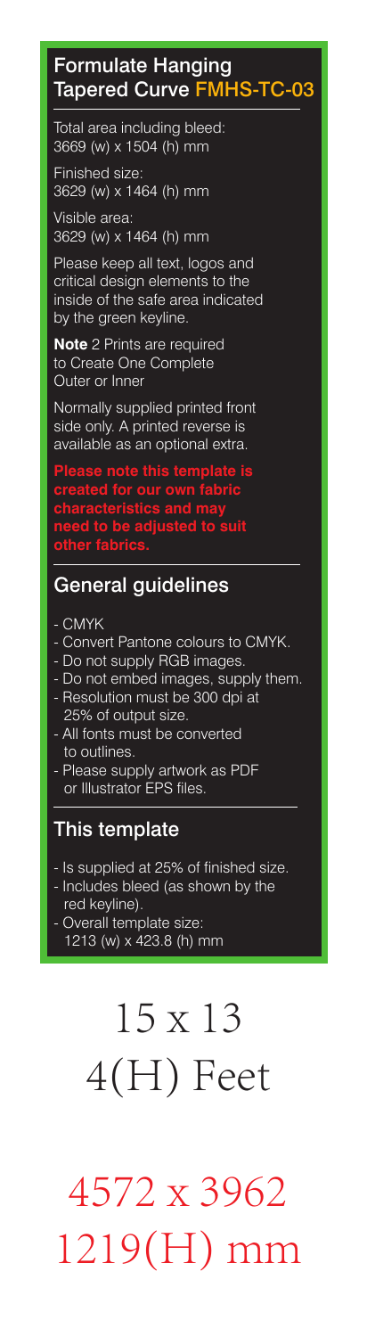## Formulate Hanging Tapered Curve FMHS-TC-03

Total area including bleed:
3669 (w) x 1504 (h) mm

Finished size:
3629 (w) x 1464 (h) mm

Visible area:
3629 (w) x 1464 (h) mm

Please keep all text, logos and critical design elements to the inside of the safe area indicated by the green keyline.

**Note** 2 Prints are required to Create One Complete Outer or Inner

Normally supplied printed front side only. A printed reverse is available as an optional extra.

**Please note this template is created for our own fabric characteristics and may need to be adjusted to suit other fabrics.**

## General guidelines

- CMYK
- Convert Pantone colours to CMYK.
- Do not supply RGB images.
- Do not embed images, supply them.
- Resolution must be 300 dpi at 25% of output size.
- All fonts must be converted to outlines.
- Please supply artwork as PDF or Illustrator EPS files.

## This template

- Is supplied at 25% of finished size.
- Includes bleed (as shown by the red keyline).
- Overall template size: 1213 (w) x 423.8 (h) mm

# 15 x 13
# 4(H) Feet

# 4572 x 3962
# 1219(H) mm